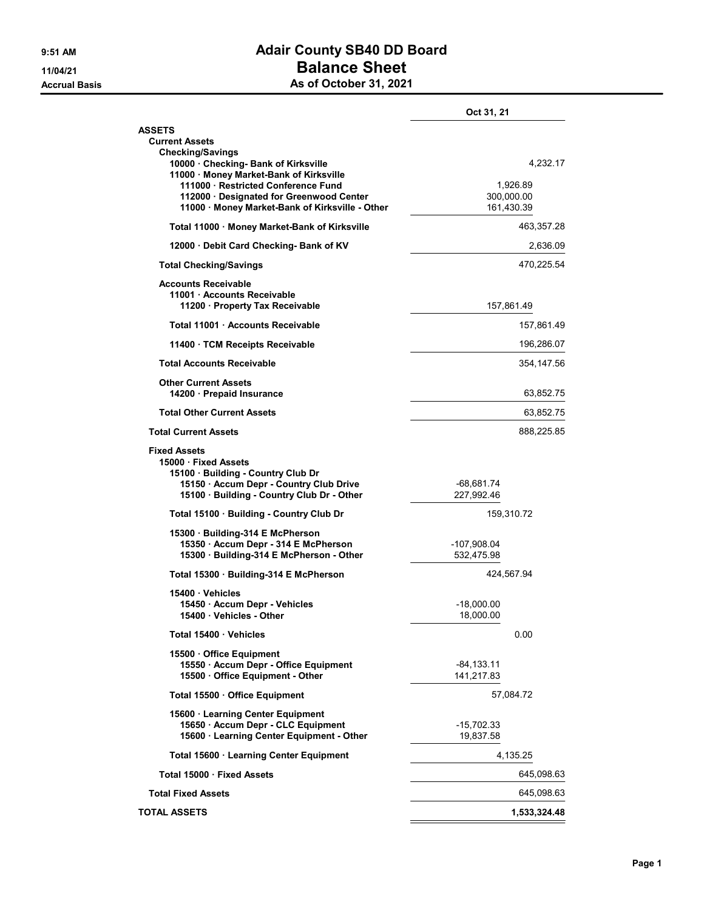# Adair County SB40 DD Board

## Balance Sheet

### As of October 31, 2021

9:51 AM
11/04/21
Accrual Basis

| | | Oct 31, 21 |
|---|---|---|
| **ASSETS** | | |
| **Current Assets** | | |
| **Checking/Savings** | | |
| 10000 · Checking- Bank of Kirksville | | 4,232.17 |
| 11000 · Money Market-Bank of Kirksville | | |
| 111000 · Restricted Conference Fund | 1,926.89 | |
| 112000 · Designated for Greenwood Center | 300,000.00 | |
| 11000 · Money Market-Bank of Kirksville - Other | 161,430.39 | |
| **Total 11000 · Money Market-Bank of Kirksville** | | 463,357.28 |
| 12000 · Debit Card Checking- Bank of KV | | 2,636.09 |
| **Total Checking/Savings** | | 470,225.54 |
| **Accounts Receivable** | | |
| 11001 · Accounts Receivable | | |
| 11200 · Property Tax Receivable | 157,861.49 | |
| **Total 11001 · Accounts Receivable** | | 157,861.49 |
| 11400 · TCM Receipts Receivable | | 196,286.07 |
| **Total Accounts Receivable** | | 354,147.56 |
| **Other Current Assets** | | |
| 14200 · Prepaid Insurance | | 63,852.75 |
| **Total Other Current Assets** | | 63,852.75 |
| **Total Current Assets** | | 888,225.85 |
| **Fixed Assets** | | |
| 15000 · Fixed Assets | | |
| 15100 · Building - Country Club Dr | | |
| 15150 · Accum Depr - Country Club Drive | -68,681.74 | |
| 15100 · Building - Country Club Dr - Other | 227,992.46 | |
| **Total 15100 · Building - Country Club Dr** | 159,310.72 | |
| 15300 · Building-314 E McPherson | | |
| 15350 · Accum Depr - 314 E McPherson | -107,908.04 | |
| 15300 · Building-314 E McPherson - Other | 532,475.98 | |
| **Total 15300 · Building-314 E McPherson** | 424,567.94 | |
| 15400 · Vehicles | | |
| 15450 · Accum Depr - Vehicles | -18,000.00 | |
| 15400 · Vehicles - Other | 18,000.00 | |
| **Total 15400 · Vehicles** | 0.00 | |
| 15500 · Office Equipment | | |
| 15550 · Accum Depr - Office Equipment | -84,133.11 | |
| 15500 · Office Equipment - Other | 141,217.83 | |
| **Total 15500 · Office Equipment** | 57,084.72 | |
| 15600 · Learning Center Equipment | | |
| 15650 · Accum Depr - CLC Equipment | -15,702.33 | |
| 15600 · Learning Center Equipment - Other | 19,837.58 | |
| **Total 15600 · Learning Center Equipment** | 4,135.25 | |
| **Total 15000 · Fixed Assets** | | 645,098.63 |
| **Total Fixed Assets** | | 645,098.63 |
| **TOTAL ASSETS** | | **1,533,324.48** |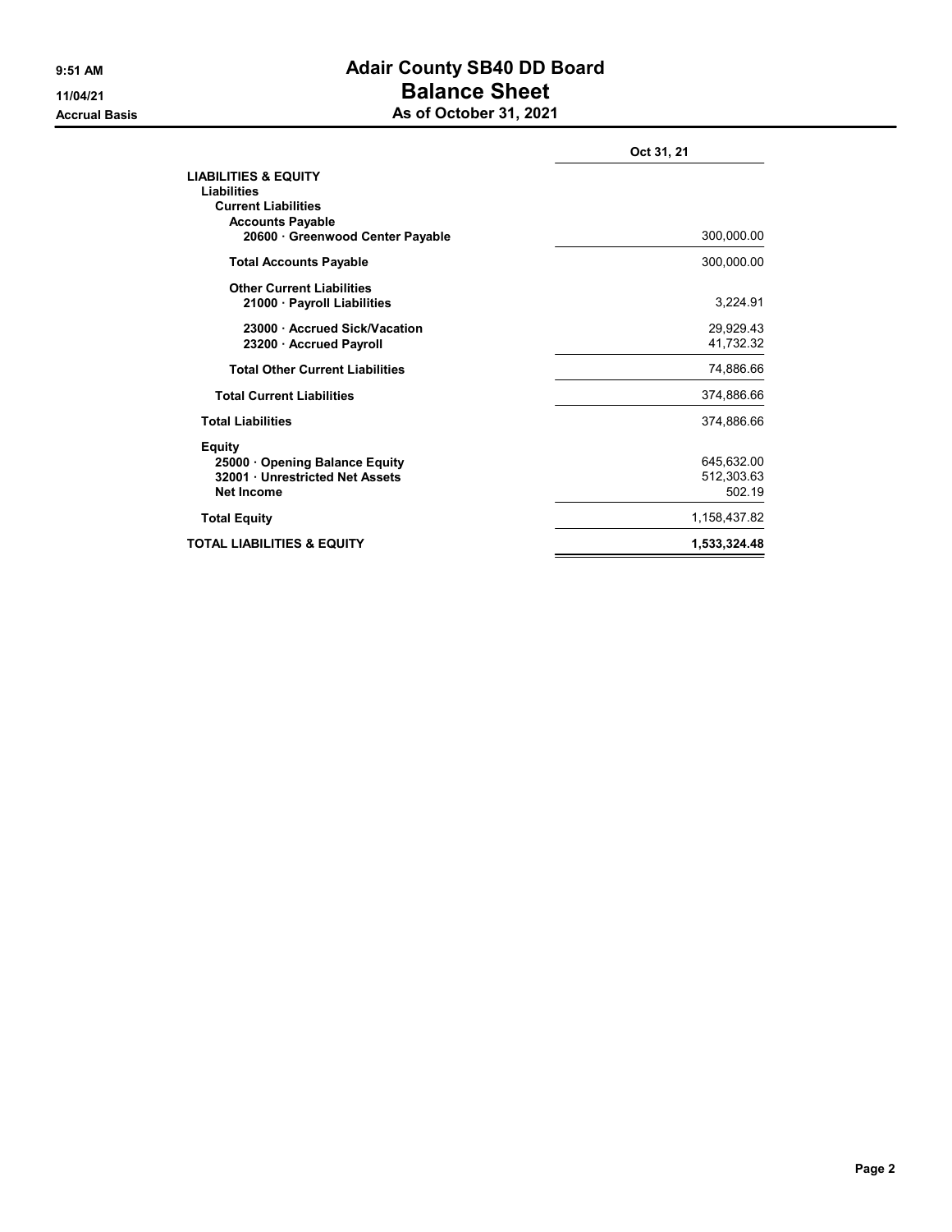9:51 AM

11/04/21

Accrual Basis

# Adair County SB40 DD Board
## Balance Sheet
### As of October 31, 2021

| | Oct 31, 21 |
|---|---|
| **LIABILITIES & EQUITY** | |
| **Liabilities** | |
| **Current Liabilities** | |
| **Accounts Payable** | |
| **20600 · Greenwood Center Payable** | 300,000.00 |
| **Total Accounts Payable** | 300,000.00 |
| **Other Current Liabilities** | |
| **21000 · Payroll Liabilities** | 3,224.91 |
| **23000 · Accrued Sick/Vacation** | 29,929.43 |
| **23200 · Accrued Payroll** | 41,732.32 |
| **Total Other Current Liabilities** | 74,886.66 |
| **Total Current Liabilities** | 374,886.66 |
| **Total Liabilities** | 374,886.66 |
| **Equity** | |
| **25000 · Opening Balance Equity** | 645,632.00 |
| **32001 · Unrestricted Net Assets** | 512,303.63 |
| **Net Income** | 502.19 |
| **Total Equity** | 1,158,437.82 |
| **TOTAL LIABILITIES & EQUITY** | **1,533,324.48** |